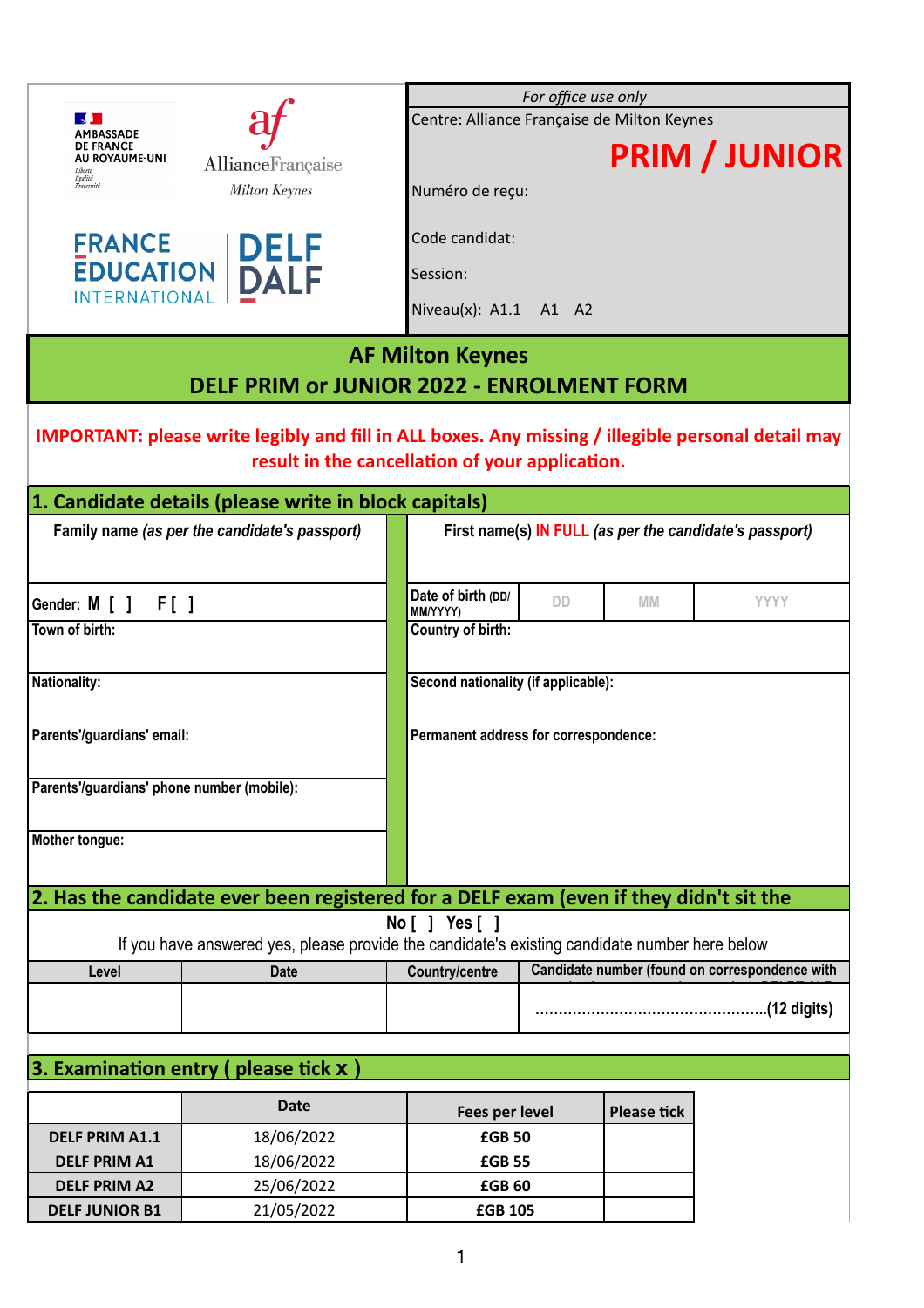AMBASSADE DE FRANCE AU ROYAUME-UNI
Liberté Égalité Fraternité

Alliance Française
Milton Keynes

FRANCE ÉDUCATION INTERNATIONAL

DELF DALF

| *For office use only* |
|---|
| Centre: Alliance Française de Milton Keynes |
| **PRIM / JUNIOR** |
| Numéro de reçu: |
| Code candidat: |
| Session: |
| Niveau(x): A1.1   A1   A2 |

# AF Milton Keynes
# DELF PRIM or JUNIOR 2022 - ENROLMENT FORM

**IMPORTANT: please write legibly and fill in ALL boxes. Any missing / illegible personal detail may result in the cancellation of your application.**

## 1. Candidate details (please write in block capitals)

| Family name *(as per the candidate's passport)* | First name(s) IN FULL *(as per the candidate's passport)* |
|---|---|
| | |
| Gender: M [ ]   F [ ] | Date of birth (DD/MM/YYYY) DD MM YYYY |
| Town of birth: | Country of birth: |
| Nationality: | Second nationality (if applicable): |
| Parents'/guardians' email: | Permanent address for correspondence: |
| Parents'/guardians' phone number (mobile): | |
| Mother tongue: | |

## 2. Has the candidate ever been registered for a DELF exam (even if they didn't sit the

No [ ]   Yes [ ]

If you have answered yes, please provide the candidate's existing candidate number here below

| Level | Date | Country/centre | Candidate number (found on correspondence with |
|---|---|---|---|
| | | | ..................................................(12 digits) |

## 3. Examination entry ( please tick x )

| | Date | Fees per level | Please tick |
|---|---|---|---|
| DELF PRIM A1.1 | 18/06/2022 | £GB 50 | |
| DELF PRIM A1 | 18/06/2022 | £GB 55 | |
| DELF PRIM A2 | 25/06/2022 | £GB 60 | |
| DELF JUNIOR B1 | 21/05/2022 | £GB 105 | |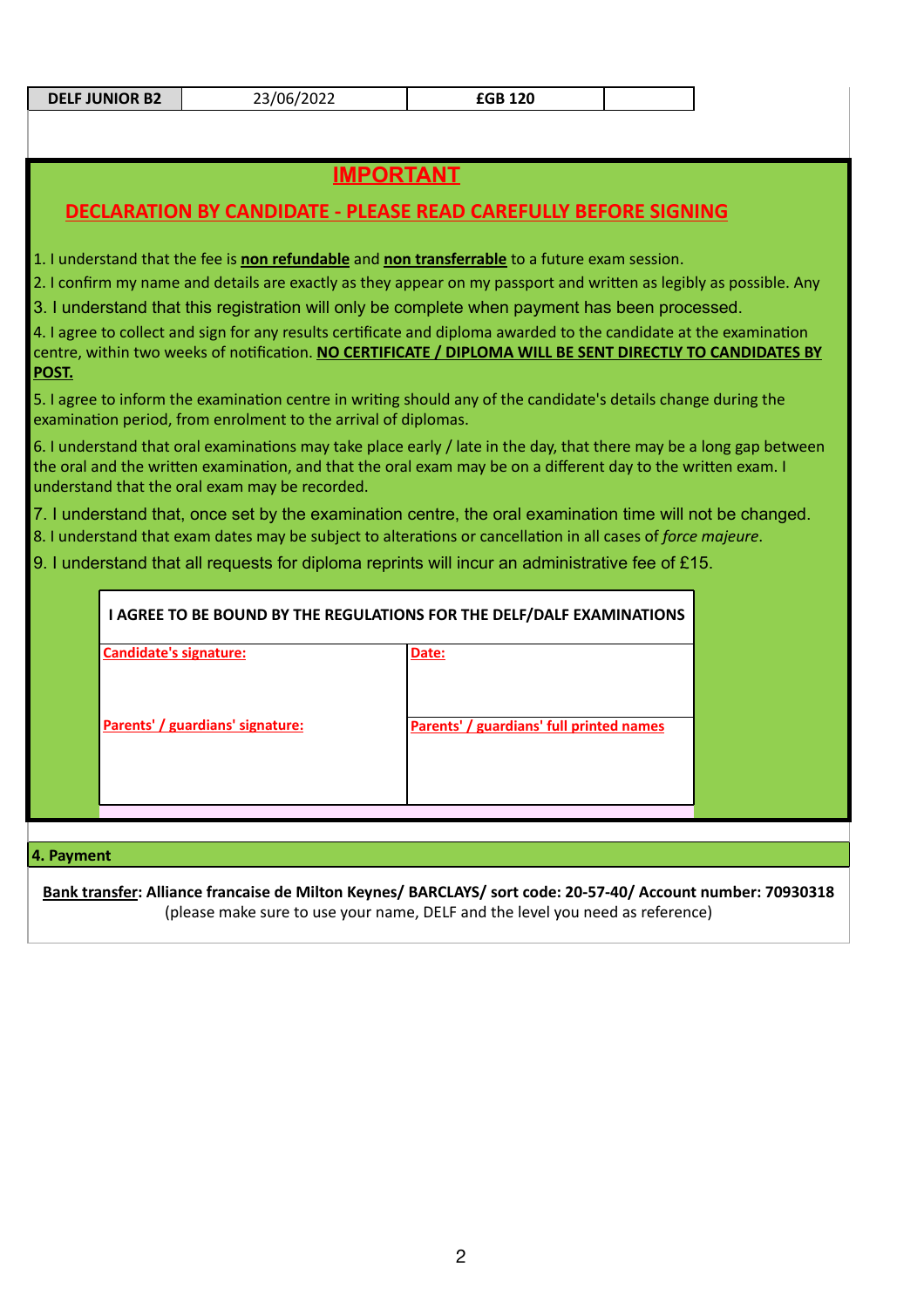| | | | |
|---|---|---|---|
| **DELF JUNIOR B2** | 23/06/2022 | **£GB 120** | |

# IMPORTANT

## DECLARATION BY CANDIDATE - PLEASE READ CAREFULLY BEFORE SIGNING

1. I understand that the fee is **non refundable** and **non transferrable** to a future exam session.
2. I confirm my name and details are exactly as they appear on my passport and written as legibly as possible. Any
3. I understand that this registration will only be complete when payment has been processed.
4. I agree to collect and sign for any results certificate and diploma awarded to the candidate at the examination centre, within two weeks of notification. **NO CERTIFICATE / DIPLOMA WILL BE SENT DIRECTLY TO CANDIDATES BY POST.**
5. I agree to inform the examination centre in writing should any of the candidate's details change during the examination period, from enrolment to the arrival of diplomas.
6. I understand that oral examinations may take place early / late in the day, that there may be a long gap between the oral and the written examination, and that the oral exam may be on a different day to the written exam. I understand that the oral exam may be recorded.
7. I understand that, once set by the examination centre, the oral examination time will not be changed.
8. I understand that exam dates may be subject to alterations or cancellation in all cases of *force majeure*.
9. I understand that all requests for diploma reprints will incur an administrative fee of £15.

| **I AGREE TO BE BOUND BY THE REGULATIONS FOR THE DELF/DALF EXAMINATIONS** | |
|---|---|
| **Candidate's signature:** | **Date:** |
| **Parents' / guardians' signature:** | **Parents' / guardians' full printed names** |

**4. Payment**

**Bank transfer: Alliance francaise de Milton Keynes/ BARCLAYS/ sort code: 20-57-40/ Account number: 70930318**
(please make sure to use your name, DELF and the level you need as reference)